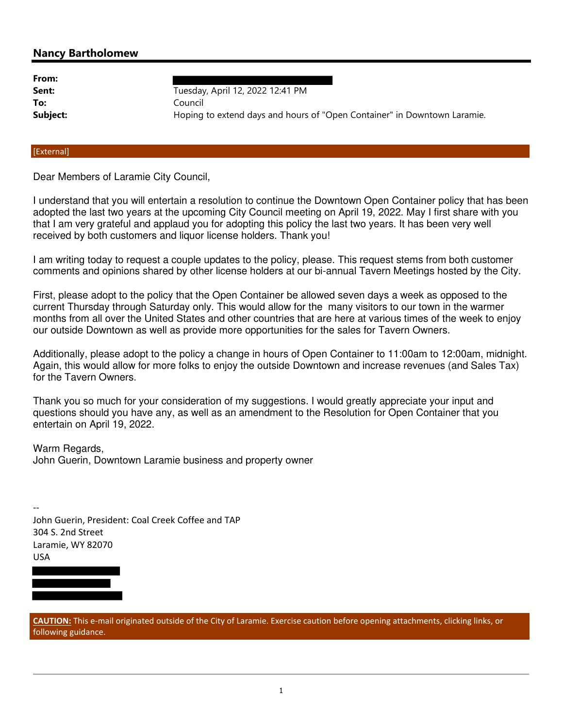## Nancy Bartholomew

| | |
|---|---|
| **From:** | |
| **Sent:** | Tuesday, April 12, 2022 12:41 PM |
| **To:** | Council |
| **Subject:** | Hoping to extend days and hours of "Open Container" in Downtown Laramie. |

[External]

Dear Members of Laramie City Council,

I understand that you will entertain a resolution to continue the Downtown Open Container policy that has been adopted the last two years at the upcoming City Council meeting on April 19, 2022. May I first share with you that I am very grateful and applaud you for adopting this policy the last two years. It has been very well received by both customers and liquor license holders. Thank you!

I am writing today to request a couple updates to the policy, please. This request stems from both customer comments and opinions shared by other license holders at our bi-annual Tavern Meetings hosted by the City.

First, please adopt to the policy that the Open Container be allowed seven days a week as opposed to the current Thursday through Saturday only. This would allow for the many visitors to our town in the warmer months from all over the United States and other countries that are here at various times of the week to enjoy our outside Downtown as well as provide more opportunities for the sales for Tavern Owners.

Additionally, please adopt to the policy a change in hours of Open Container to 11:00am to 12:00am, midnight. Again, this would allow for more folks to enjoy the outside Downtown and increase revenues (and Sales Tax) for the Tavern Owners.

Thank you so much for your consideration of my suggestions. I would greatly appreciate your input and questions should you have any, as well as an amendment to the Resolution for Open Container that you entertain on April 19, 2022.

Warm Regards,
John Guerin, Downtown Laramie business and property owner

--
John Guerin, President: Coal Creek Coffee and TAP
304 S. 2nd Street
Laramie, WY 82070
USA

**CAUTION:** This e-mail originated outside of the City of Laramie. Exercise caution before opening attachments, clicking links, or following guidance.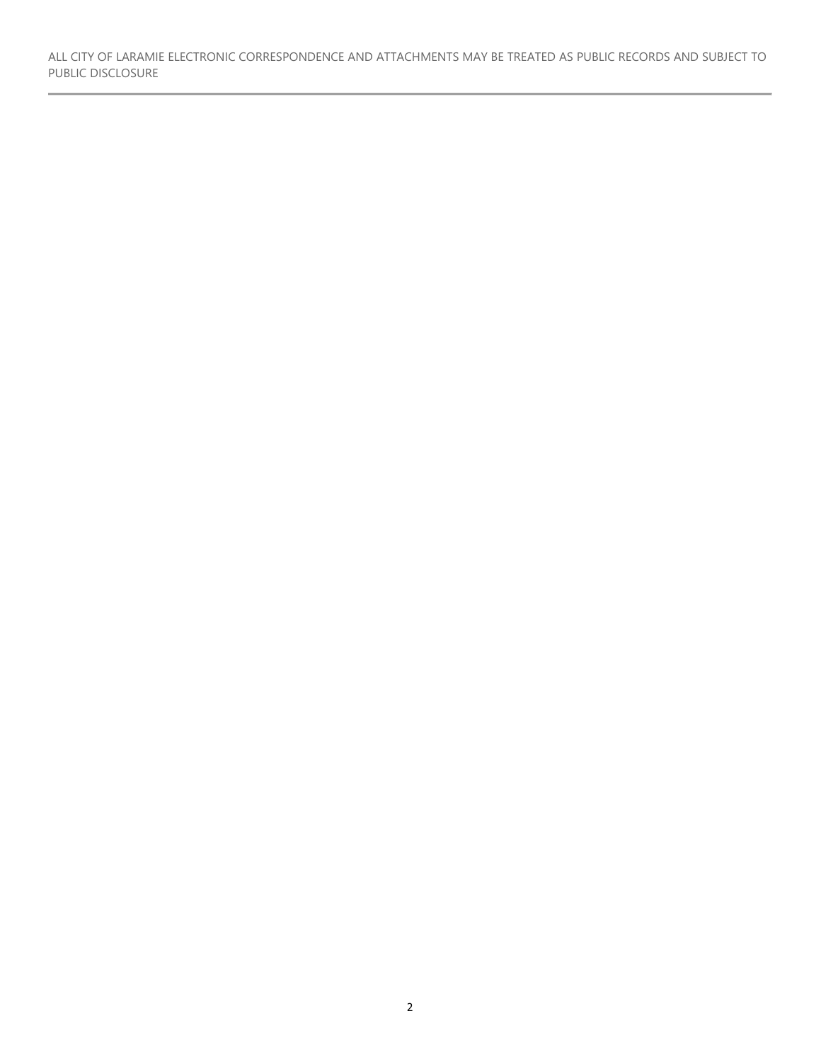ALL CITY OF LARAMIE ELECTRONIC CORRESPONDENCE AND ATTACHMENTS MAY BE TREATED AS PUBLIC RECORDS AND SUBJECT TO PUBLIC DISCLOSURE